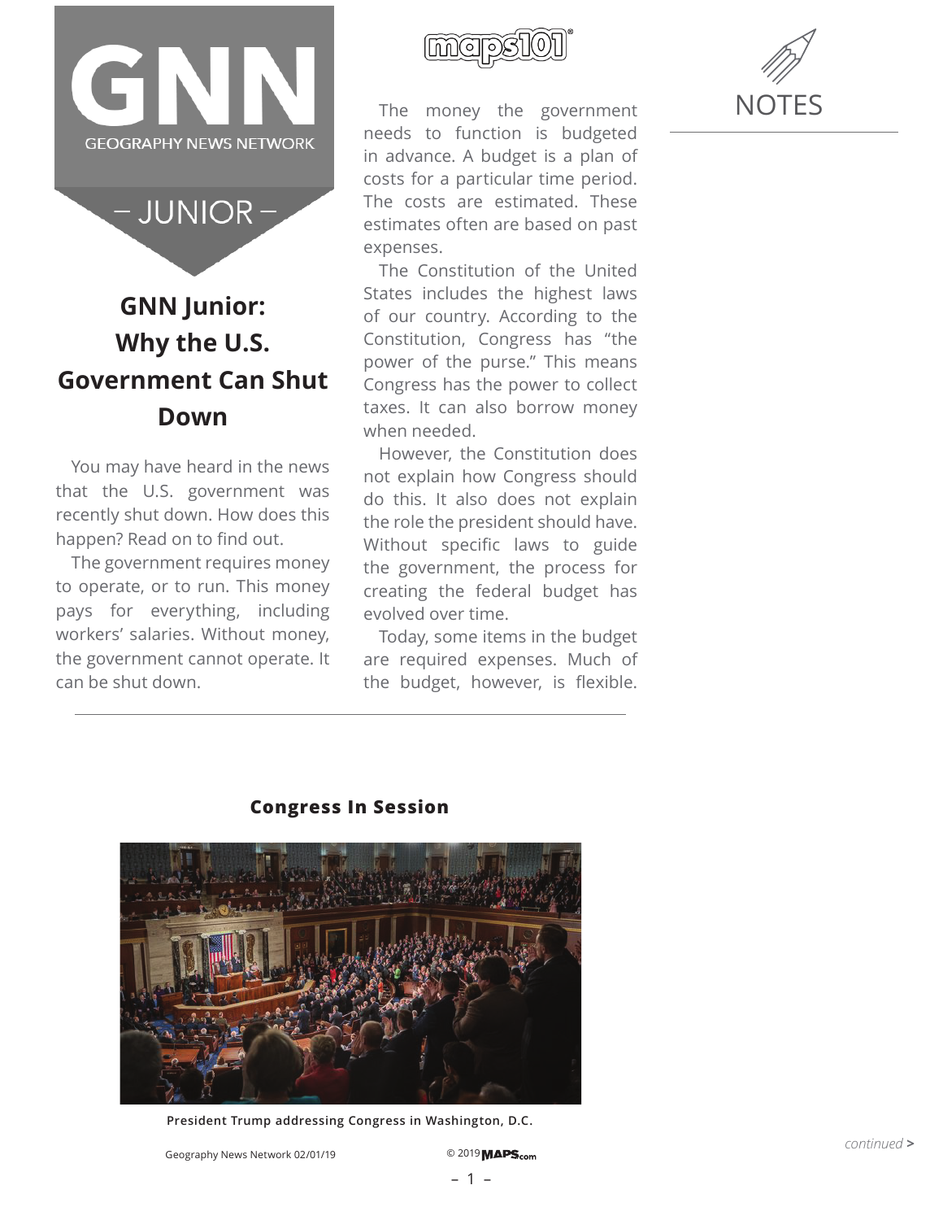# GNN Junior: Why the U.S. Government Can Shut Down

You may have heard in the news that the U.S. government was recently shut down. How does this happen? Read on to find out.

The government requires money to operate, or to run. This money pays for everything, including workers' salaries. Without money, the government cannot operate. It can be shut down.

The money the government needs to function is budgeted in advance. A budget is a plan of costs for a particular time period. The costs are estimated. These estimates often are based on past expenses.

The Constitution of the United States includes the highest laws of our country. According to the Constitution, Congress has "the power of the purse." This means Congress has the power to collect taxes. It can also borrow money when needed.

However, the Constitution does not explain how Congress should do this. It also does not explain the role the president should have. Without specific laws to guide the government, the process for creating the federal budget has evolved over time.

Today, some items in the budget are required expenses. Much of the budget, however, is flexible.

**Congress In Session**

President Trump addressing Congress in Washington, D.C.

*continued* >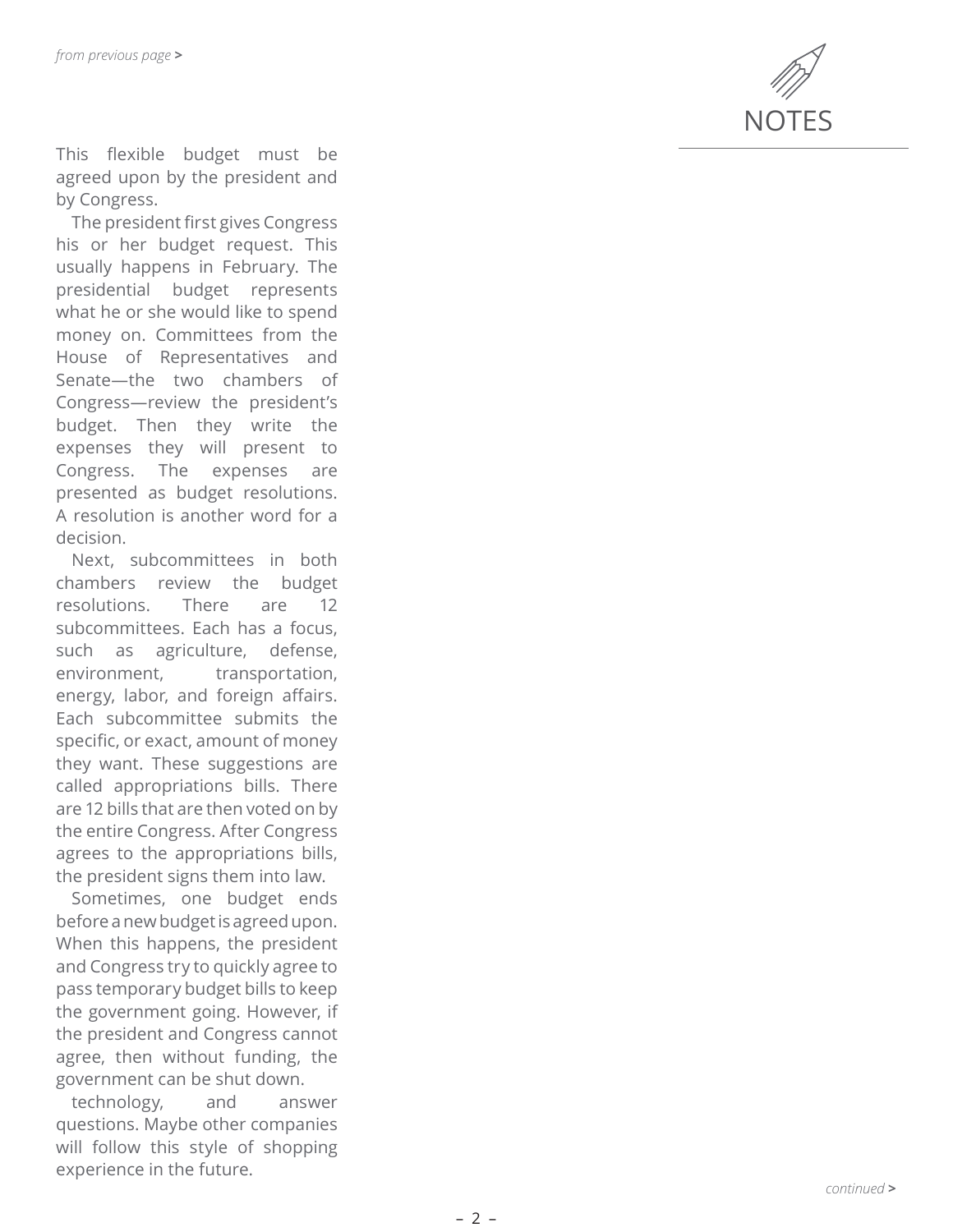This flexible budget must be agreed upon by the president and by Congress.

The president first gives Congress his or her budget request. This usually happens in February. The presidential budget represents what he or she would like to spend money on. Committees from the House of Representatives and Senate—the two chambers of Congress—review the president's budget. Then they write the expenses they will present to Congress. The expenses are presented as budget resolutions. A resolution is another word for a decision.

Next, subcommittees in both chambers review the budget resolutions. There are 12 subcommittees. Each has a focus, such as agriculture, defense, environment, transportation, energy, labor, and foreign affairs. Each subcommittee submits the specific, or exact, amount of money they want. These suggestions are called appropriations bills. There are 12 bills that are then voted on by the entire Congress. After Congress agrees to the appropriations bills, the president signs them into law.

Sometimes, one budget ends before a new budget is agreed upon. When this happens, the president and Congress try to quickly agree to pass temporary budget bills to keep the government going. However, if the president and Congress cannot agree, then without funding, the government can be shut down.

technology, and answer questions. Maybe other companies will follow this style of shopping experience in the future.

NOTES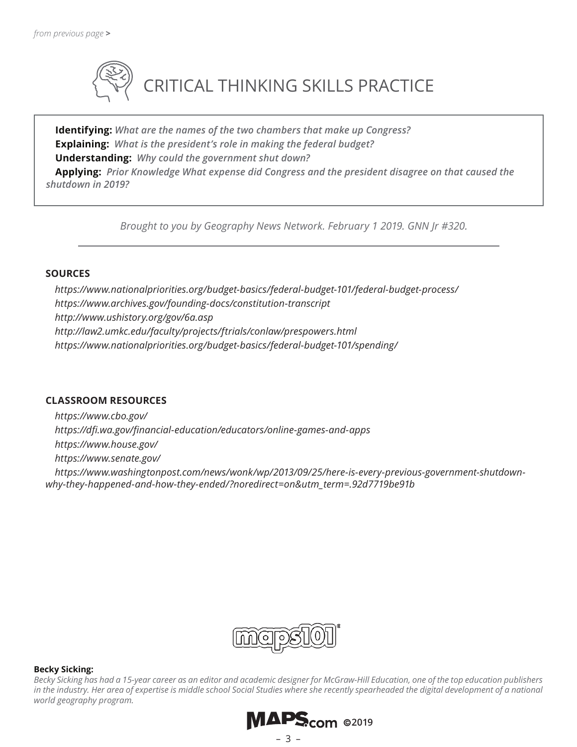*from previous page* >

## CRITICAL THINKING SKILLS PRACTICE

**Identifying:** *What are the names of the two chambers that make up Congress?*
**Explaining:** *What is the president's role in making the federal budget?*
**Understanding:** *Why could the government shut down?*
**Applying:** *Prior Knowledge What expense did Congress and the president disagree on that caused the shutdown in 2019?*

*Brought to you by Geography News Network. February 1 2019. GNN Jr #320.*

---

### SOURCES

*https://www.nationalpriorities.org/budget-basics/federal-budget-101/federal-budget-process/*
*https://www.archives.gov/founding-docs/constitution-transcript*
*http://www.ushistory.org/gov/6a.asp*
*http://law2.umkc.edu/faculty/projects/ftrials/conlaw/prespowers.html*
*https://www.nationalpriorities.org/budget-basics/federal-budget-101/spending/*

### CLASSROOM RESOURCES

*https://www.cbo.gov/*
*https://dfi.wa.gov/financial-education/educators/online-games-and-apps*
*https://www.house.gov/*
*https://www.senate.gov/*
*https://www.washingtonpost.com/news/wonk/wp/2013/09/25/here-is-every-previous-government-shutdown-why-they-happened-and-how-they-ended/?noredirect=on&utm_term=.92d7719be91b*

maps101®

**Becky Sicking:**
*Becky Sicking has had a 15-year career as an editor and academic designer for McGraw-Hill Education, one of the top education publishers in the industry. Her area of expertise is middle school Social Studies where she recently spearheaded the digital development of a national world geography program.*

MAPS.com ©2019